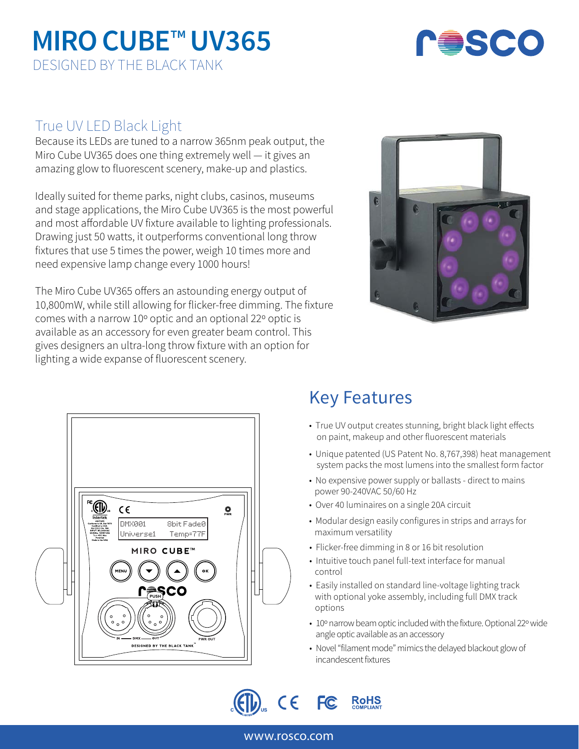# MIRO CUBE™ UV365

DESIGNED BY THE BLACK TANK

## True UV LED Black Light

Because its LEDs are tuned to a narrow 365nm peak output, the Miro Cube UV365 does one thing extremely well — it gives an amazing glow to fluorescent scenery, make-up and plastics.

Ideally suited for theme parks, night clubs, casinos, museums and stage applications, the Miro Cube UV365 is the most powerful and most affordable UV fixture available to lighting professionals. Drawing just 50 watts, it outperforms conventional long throw fixtures that use 5 times the power, weigh 10 times more and need expensive lamp change every 1000 hours!

The Miro Cube UV365 offers an astounding energy output of 10,800mW, while still allowing for flicker-free dimming. The fixture comes with a narrow 10º optic and an optional 22º optic is available as an accessory for even greater beam control. This gives designers an ultra-long throw fixture with an option for lighting a wide expanse of fluorescent scenery.

## Key Features

- True UV output creates stunning, bright black light effects on paint, makeup and other fluorescent materials
- Unique patented (US Patent No. 8,767,398) heat management system packs the most lumens into the smallest form factor
- No expensive power supply or ballasts - direct to mains power 90-240VAC 50/60 Hz
- Over 40 luminaires on a single 20A circuit
- Modular design easily configures in strips and arrays for maximum versatility
- Flicker-free dimming in 8 or 16 bit resolution
- Intuitive touch panel full-text interface for manual control
- Easily installed on standard line-voltage lighting track with optional yoke assembly, including full DMX track options
- 10º narrow beam optic included with the fixture. Optional 22º wide angle optic available as an accessory
- Novel "filament mode" mimics the delayed blackout glow of incandescent fixtures

www.rosco.com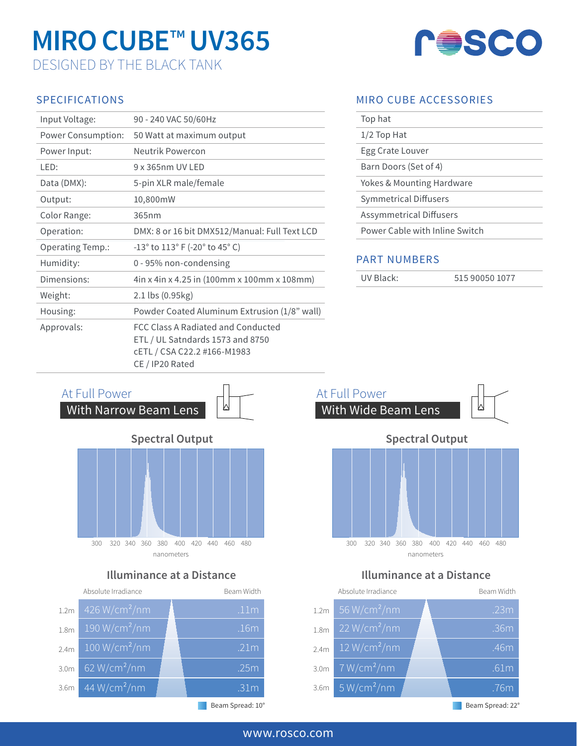# MIRO CUBE™ UV365

DESIGNED BY THE BLACK TANK

rosco

## SPECIFICATIONS

| | |
|---|---|
| Input Voltage: | 90 - 240 VAC 50/60Hz |
| Power Consumption: | 50 Watt at maximum output |
| Power Input: | Neutrik Powercon |
| LED: | 9 x 365nm UV LED |
| Data (DMX): | 5-pin XLR male/female |
| Output: | 10,800mW |
| Color Range: | 365nm |
| Operation: | DMX: 8 or 16 bit DMX512/Manual: Full Text LCD |
| Operating Temp.: | -13° to 113° F (-20° to 45° C) |
| Humidity: | 0 - 95% non-condensing |
| Dimensions: | 4in x 4in x 4.25 in (100mm x 100mm x 108mm) |
| Weight: | 2.1 lbs (0.95kg) |
| Housing: | Powder Coated Aluminum Extrusion (1/8" wall) |
| Approvals: | FCC Class A Radiated and Conducted<br>ETL / UL Satndards 1573 and 8750<br>cETL / CSA C22.2 #166-M1983<br>CE / IP20 Rated |

## MIRO CUBE ACCESSORIES

- Top hat
- 1/2 Top Hat
- Egg Crate Louver
- Barn Doors (Set of 4)
- Yokes & Mounting Hardware
- Symmetrical Diffusers
- Assymmetrical Diffusers
- Power Cable with Inline Switch

## PART NUMBERS

| | |
|---|---|
| UV Black: | 515 90050 1077 |

## At Full Power — With Narrow Beam Lens

### Spectral Output

300 320 340 360 380 400 420 440 460 480

nanometers

### Illuminance at a Distance

| | Absolute Irradiance | Beam Width |
|---|---|---|
| 1.2m | 426 W/cm²/nm | .11m |
| 1.8m | 190 W/cm²/nm | .16m |
| 2.4m | 100 W/cm²/nm | .21m |
| 3.0m | 62 W/cm²/nm | .25m |
| 3.6m | 44 W/cm²/nm | .31m |

Beam Spread: 10°

## At Full Power — With Wide Beam Lens

### Spectral Output

300 320 340 360 380 400 420 440 460 480

nanometers

### Illuminance at a Distance

| | Absolute Irradiance | Beam Width |
|---|---|---|
| 1.2m | 56 W/cm²/nm | .23m |
| 1.8m | 22 W/cm²/nm | .36m |
| 2.4m | 12 W/cm²/nm | .46m |
| 3.0m | 7 W/cm²/nm | .61m |
| 3.6m | 5 W/cm²/nm | .76m |

Beam Spread: 22°

www.rosco.com